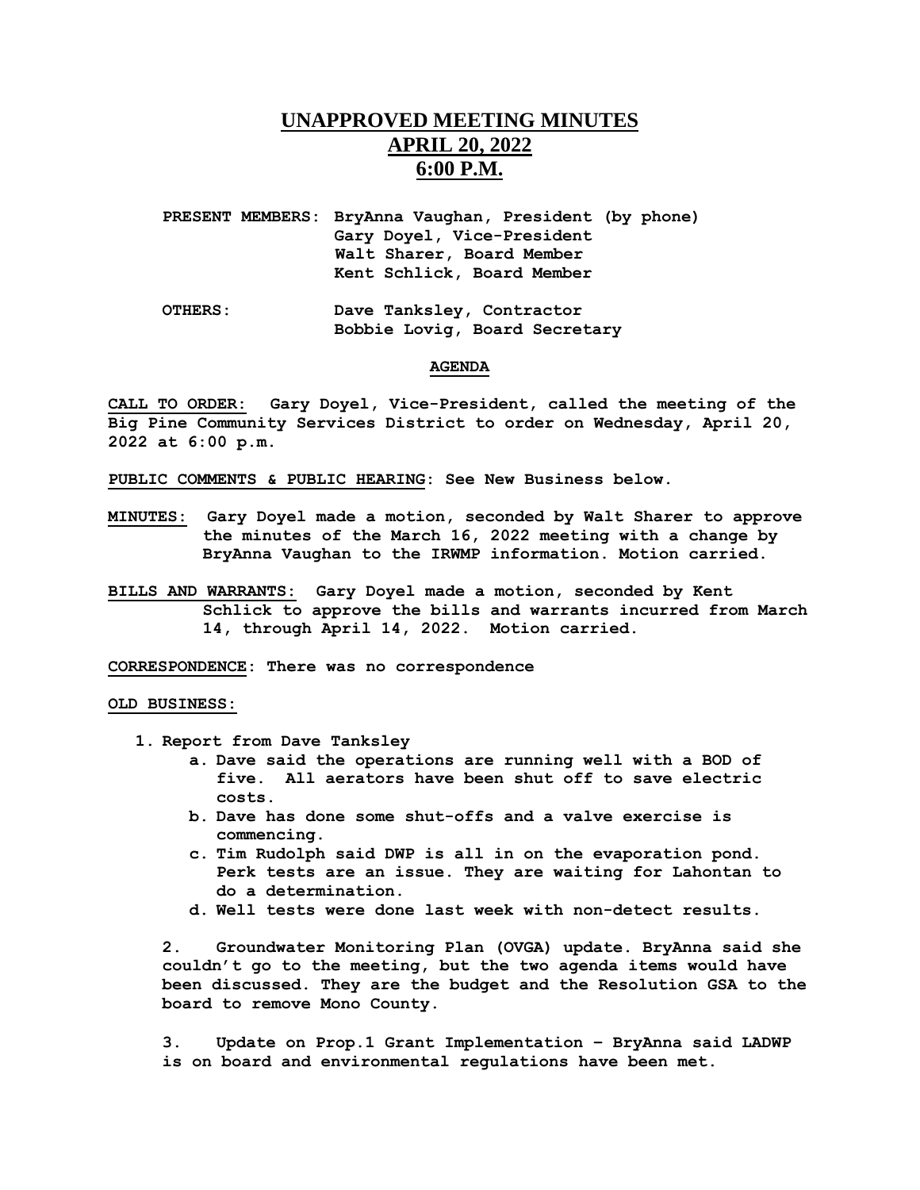# UNAPPROVED MEETING MINUTES
# APRIL 20, 2022
# 6:00 P.M.

**PRESENT MEMBERS:** BryAnna Vaughan, President (by phone)
Gary Doyel, Vice-President
Walt Sharer, Board Member
Kent Schlick, Board Member

**OTHERS:** Dave Tanksley, Contractor
Bobbie Lovig, Board Secretary

**AGENDA**

**CALL TO ORDER:** Gary Doyel, Vice-President, called the meeting of the Big Pine Community Services District to order on Wednesday, April 20, 2022 at 6:00 p.m.

**PUBLIC COMMENTS & PUBLIC HEARING**: See New Business below.

**MINUTES:** Gary Doyel made a motion, seconded by Walt Sharer to approve the minutes of the March 16, 2022 meeting with a change by BryAnna Vaughan to the IRWMP information. Motion carried.

**BILLS AND WARRANTS:** Gary Doyel made a motion, seconded by Kent Schlick to approve the bills and warrants incurred from March 14, through April 14, 2022. Motion carried.

**CORRESPONDENCE**: There was no correspondence

**OLD BUSINESS:**

1. Report from Dave Tanksley
   a. Dave said the operations are running well with a BOD of five. All aerators have been shut off to save electric costs.
   b. Dave has done some shut-offs and a valve exercise is commencing.
   c. Tim Rudolph said DWP is all in on the evaporation pond. Perk tests are an issue. They are waiting for Lahontan to do a determination.
   d. Well tests were done last week with non-detect results.

2. Groundwater Monitoring Plan (OVGA) update. BryAnna said she couldn't go to the meeting, but the two agenda items would have been discussed. They are the budget and the Resolution GSA to the board to remove Mono County.

3. Update on Prop.1 Grant Implementation – BryAnna said LADWP is on board and environmental regulations have been met.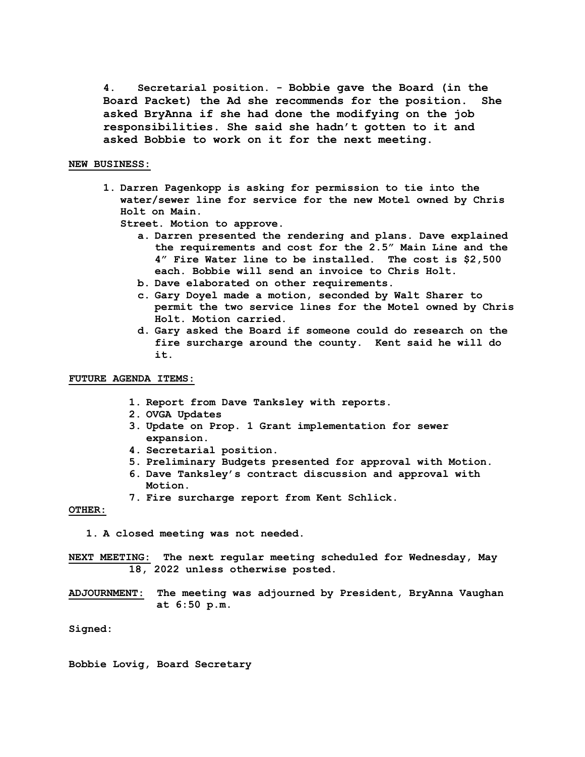4. **Secretarial position. - Bobbie gave the Board (in the Board Packet) the Ad she recommends for the position. She asked BryAnna if she had done the modifying on the job responsibilities. She said she hadn't gotten to it and asked Bobbie to work on it for the next meeting.**

**NEW BUSINESS:**

1. **Darren Pagenkopp is asking for permission to tie into the water/sewer line for service for the new Motel owned by Chris Holt on Main.**
   **Street. Motion to approve.**
   a. **Darren presented the rendering and plans. Dave explained the requirements and cost for the 2.5″ Main Line and the 4″ Fire Water line to be installed. The cost is $2,500 each. Bobbie will send an invoice to Chris Holt.**
   b. **Dave elaborated on other requirements.**
   c. **Gary Doyel made a motion, seconded by Walt Sharer to permit the two service lines for the Motel owned by Chris Holt. Motion carried.**
   d. **Gary asked the Board if someone could do research on the fire surcharge around the county. Kent said he will do it.**

**FUTURE AGENDA ITEMS:**

1. **Report from Dave Tanksley with reports.**
2. **OVGA Updates**
3. **Update on Prop. 1 Grant implementation for sewer expansion.**
4. **Secretarial position.**
5. **Preliminary Budgets presented for approval with Motion.**
6. **Dave Tanksley's contract discussion and approval with Motion.**
7. **Fire surcharge report from Kent Schlick.**

**OTHER:**

1. **A closed meeting was not needed.**

**NEXT MEETING:** **The next regular meeting scheduled for Wednesday, May 18, 2022 unless otherwise posted.**

**ADJOURNMENT:** **The meeting was adjourned by President, BryAnna Vaughan at 6:50 p.m.**

**Signed:**

**Bobbie Lovig, Board Secretary**